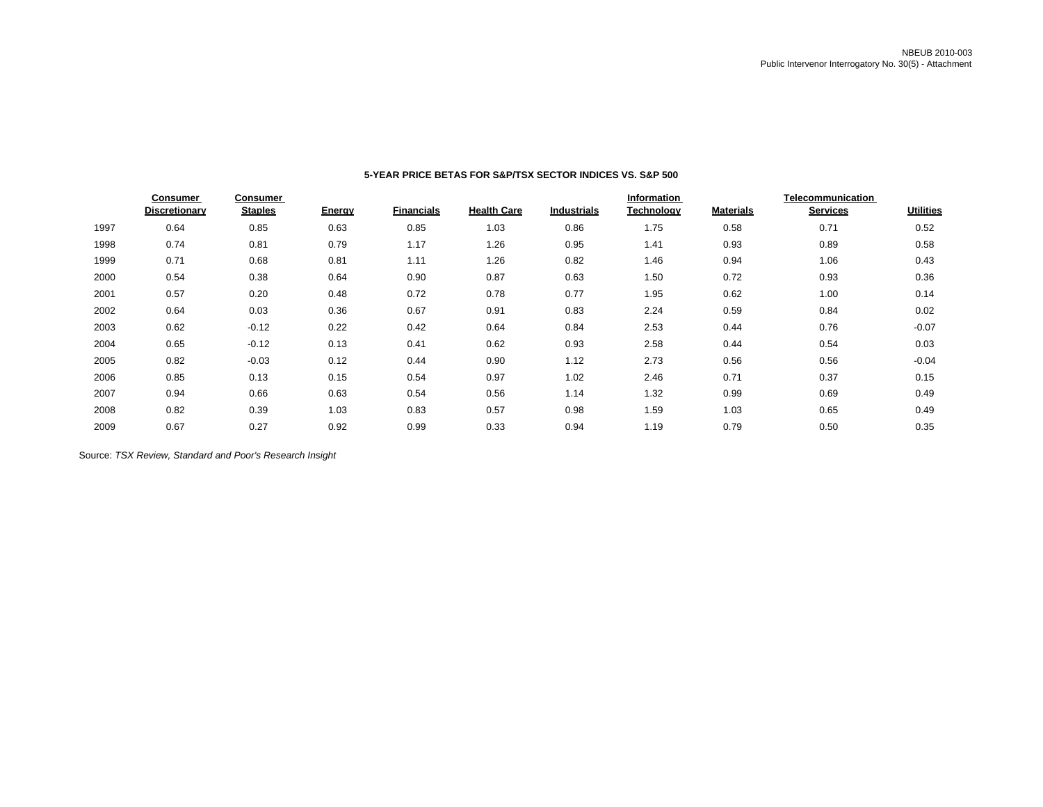NBEUB 2010-003
Public Intervenor Interrogatory No. 30(5) - Attachment

**5-YEAR PRICE BETAS FOR S&P/TSX SECTOR INDICES VS. S&P 500**

| | Consumer Discretionary | Consumer Staples | Energy | Financials | Health Care | Industrials | Information Technology | Materials | Telecommunication Services | Utilities |
|---|---|---|---|---|---|---|---|---|---|---|
| 1997 | 0.64 | 0.85 | 0.63 | 0.85 | 1.03 | 0.86 | 1.75 | 0.58 | 0.71 | 0.52 |
| 1998 | 0.74 | 0.81 | 0.79 | 1.17 | 1.26 | 0.95 | 1.41 | 0.93 | 0.89 | 0.58 |
| 1999 | 0.71 | 0.68 | 0.81 | 1.11 | 1.26 | 0.82 | 1.46 | 0.94 | 1.06 | 0.43 |
| 2000 | 0.54 | 0.38 | 0.64 | 0.90 | 0.87 | 0.63 | 1.50 | 0.72 | 0.93 | 0.36 |
| 2001 | 0.57 | 0.20 | 0.48 | 0.72 | 0.78 | 0.77 | 1.95 | 0.62 | 1.00 | 0.14 |
| 2002 | 0.64 | 0.03 | 0.36 | 0.67 | 0.91 | 0.83 | 2.24 | 0.59 | 0.84 | 0.02 |
| 2003 | 0.62 | -0.12 | 0.22 | 0.42 | 0.64 | 0.84 | 2.53 | 0.44 | 0.76 | -0.07 |
| 2004 | 0.65 | -0.12 | 0.13 | 0.41 | 0.62 | 0.93 | 2.58 | 0.44 | 0.54 | 0.03 |
| 2005 | 0.82 | -0.03 | 0.12 | 0.44 | 0.90 | 1.12 | 2.73 | 0.56 | 0.56 | -0.04 |
| 2006 | 0.85 | 0.13 | 0.15 | 0.54 | 0.97 | 1.02 | 2.46 | 0.71 | 0.37 | 0.15 |
| 2007 | 0.94 | 0.66 | 0.63 | 0.54 | 0.56 | 1.14 | 1.32 | 0.99 | 0.69 | 0.49 |
| 2008 | 0.82 | 0.39 | 1.03 | 0.83 | 0.57 | 0.98 | 1.59 | 1.03 | 0.65 | 0.49 |
| 2009 | 0.67 | 0.27 | 0.92 | 0.99 | 0.33 | 0.94 | 1.19 | 0.79 | 0.50 | 0.35 |

Source: *TSX Review, Standard and Poor's Research Insight*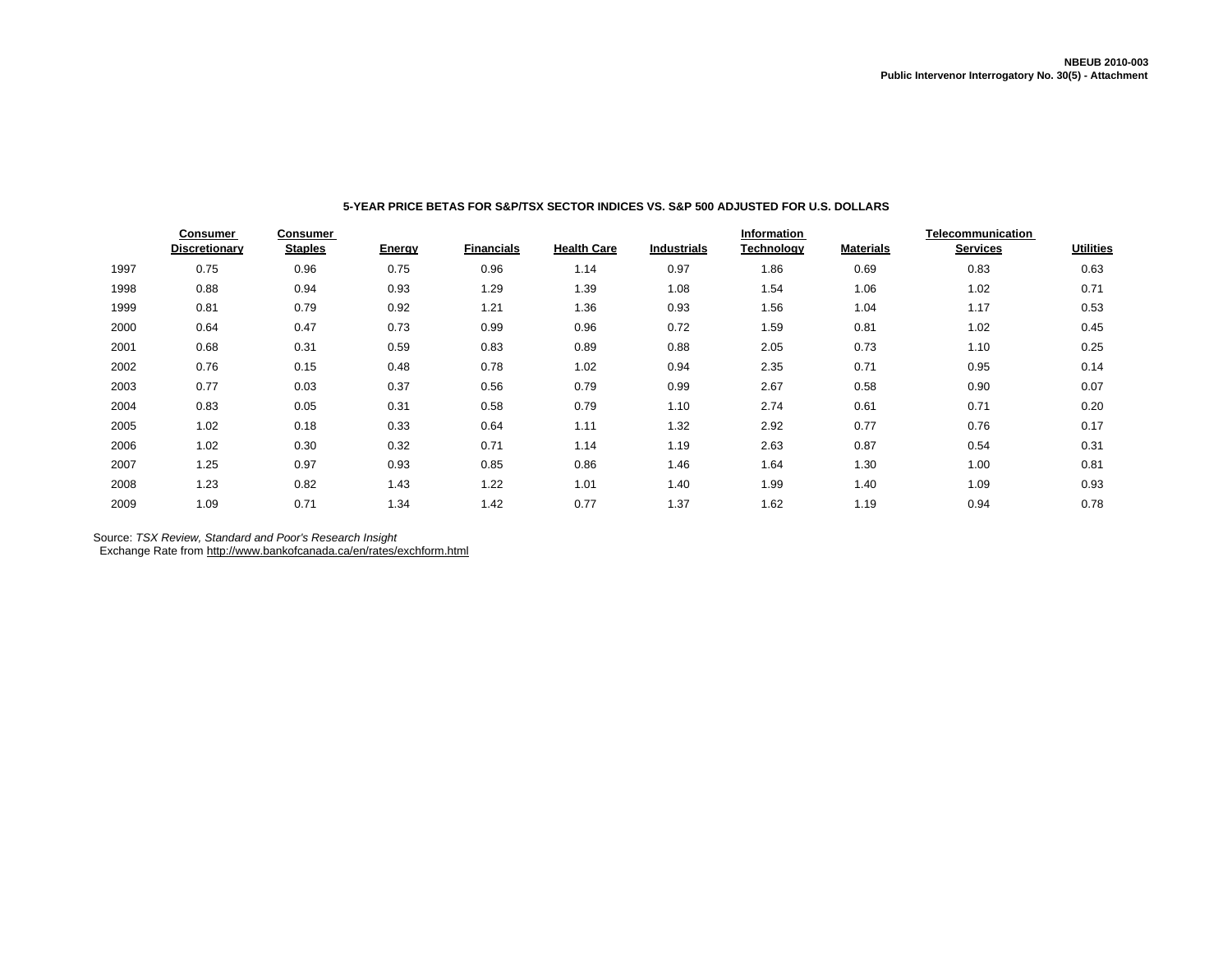**5-YEAR PRICE BETAS FOR S&P/TSX SECTOR INDICES VS. S&P 500 ADJUSTED FOR U.S. DOLLARS**

| | Consumer Discretionary | Consumer Staples | Energy | Financials | Health Care | Industrials | Information Technology | Materials | Telecommunication Services | Utilities |
|---|---|---|---|---|---|---|---|---|---|---|
| 1997 | 0.75 | 0.96 | 0.75 | 0.96 | 1.14 | 0.97 | 1.86 | 0.69 | 0.83 | 0.63 |
| 1998 | 0.88 | 0.94 | 0.93 | 1.29 | 1.39 | 1.08 | 1.54 | 1.06 | 1.02 | 0.71 |
| 1999 | 0.81 | 0.79 | 0.92 | 1.21 | 1.36 | 0.93 | 1.56 | 1.04 | 1.17 | 0.53 |
| 2000 | 0.64 | 0.47 | 0.73 | 0.99 | 0.96 | 0.72 | 1.59 | 0.81 | 1.02 | 0.45 |
| 2001 | 0.68 | 0.31 | 0.59 | 0.83 | 0.89 | 0.88 | 2.05 | 0.73 | 1.10 | 0.25 |
| 2002 | 0.76 | 0.15 | 0.48 | 0.78 | 1.02 | 0.94 | 2.35 | 0.71 | 0.95 | 0.14 |
| 2003 | 0.77 | 0.03 | 0.37 | 0.56 | 0.79 | 0.99 | 2.67 | 0.58 | 0.90 | 0.07 |
| 2004 | 0.83 | 0.05 | 0.31 | 0.58 | 0.79 | 1.10 | 2.74 | 0.61 | 0.71 | 0.20 |
| 2005 | 1.02 | 0.18 | 0.33 | 0.64 | 1.11 | 1.32 | 2.92 | 0.77 | 0.76 | 0.17 |
| 2006 | 1.02 | 0.30 | 0.32 | 0.71 | 1.14 | 1.19 | 2.63 | 0.87 | 0.54 | 0.31 |
| 2007 | 1.25 | 0.97 | 0.93 | 0.85 | 0.86 | 1.46 | 1.64 | 1.30 | 1.00 | 0.81 |
| 2008 | 1.23 | 0.82 | 1.43 | 1.22 | 1.01 | 1.40 | 1.99 | 1.40 | 1.09 | 0.93 |
| 2009 | 1.09 | 0.71 | 1.34 | 1.42 | 0.77 | 1.37 | 1.62 | 1.19 | 0.94 | 0.78 |

Source: *TSX Review, Standard and Poor's Research Insight*
Exchange Rate from http://www.bankofcanada.ca/en/rates/exchform.html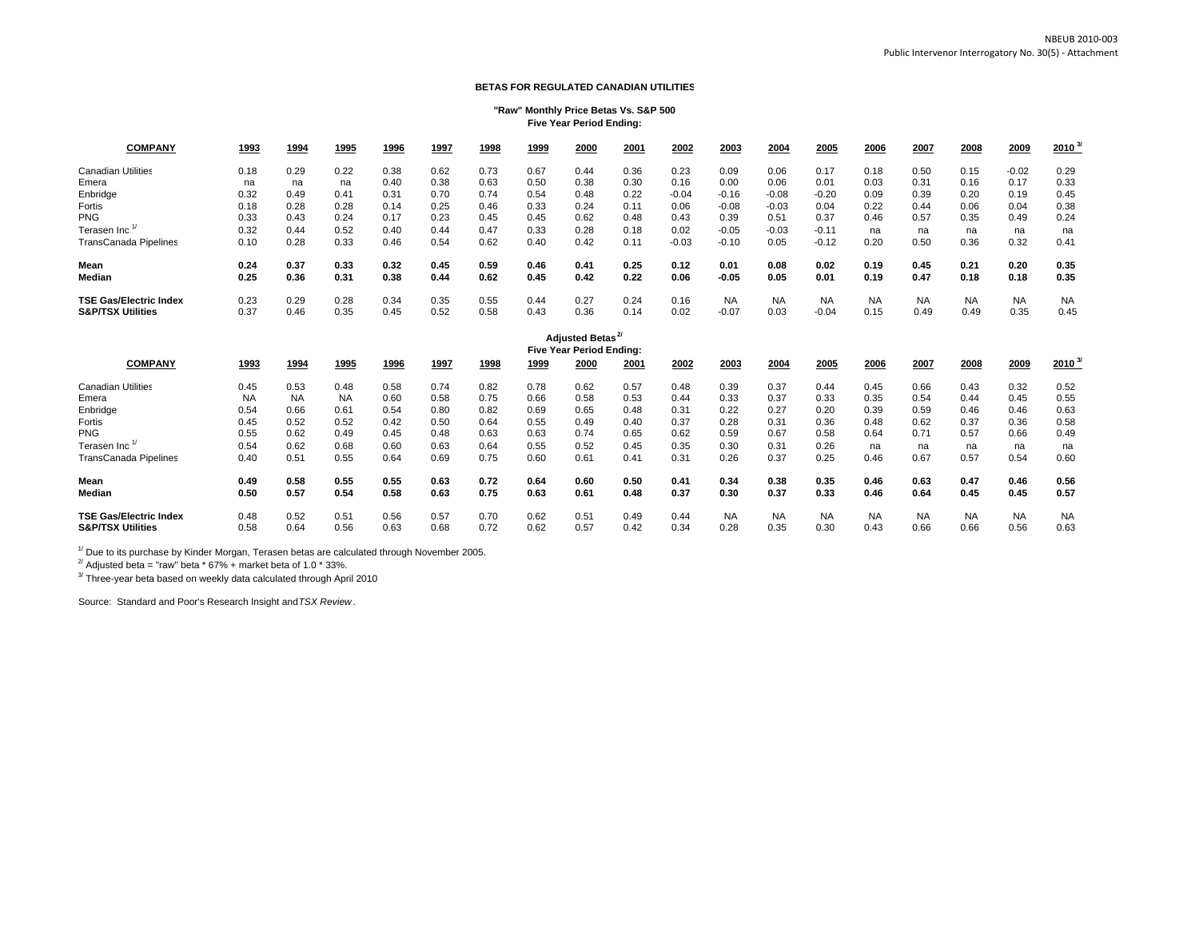NBEUB 2010-003
Public Intervenor Interrogatory No. 30(5) - Attachment

## BETAS FOR REGULATED CANADIAN UTILITIES

### "Raw" Monthly Price Betas Vs. S&P 500
### Five Year Period Ending:

| COMPANY | 1993 | 1994 | 1995 | 1996 | 1997 | 1998 | 1999 | 2000 | 2001 | 2002 | 2003 | 2004 | 2005 | 2006 | 2007 | 2008 | 2009 | 2010 [3/] |
|---|---|---|---|---|---|---|---|---|---|---|---|---|---|---|---|---|---|---|
| Canadian Utilities | 0.18 | 0.29 | 0.22 | 0.38 | 0.62 | 0.73 | 0.67 | 0.44 | 0.36 | 0.23 | 0.09 | 0.06 | 0.17 | 0.18 | 0.50 | 0.15 | -0.02 | 0.29 |
| Emera | na | na | na | 0.40 | 0.38 | 0.63 | 0.50 | 0.38 | 0.30 | 0.16 | 0.00 | 0.06 | 0.01 | 0.03 | 0.31 | 0.16 | 0.17 | 0.33 |
| Enbridge | 0.32 | 0.49 | 0.41 | 0.31 | 0.70 | 0.74 | 0.54 | 0.48 | 0.22 | -0.04 | -0.16 | -0.08 | -0.20 | 0.09 | 0.39 | 0.20 | 0.19 | 0.45 |
| Fortis | 0.18 | 0.28 | 0.28 | 0.14 | 0.25 | 0.46 | 0.33 | 0.24 | 0.11 | 0.06 | -0.08 | -0.03 | 0.04 | 0.22 | 0.44 | 0.06 | 0.04 | 0.38 |
| PNG | 0.33 | 0.43 | 0.24 | 0.17 | 0.23 | 0.45 | 0.45 | 0.62 | 0.48 | 0.43 | 0.39 | 0.51 | 0.37 | 0.46 | 0.57 | 0.35 | 0.49 | 0.24 |
| Terasen Inc [1/] | 0.32 | 0.44 | 0.52 | 0.40 | 0.44 | 0.47 | 0.33 | 0.28 | 0.18 | 0.02 | -0.05 | -0.03 | -0.11 | na | na | na | na | na |
| TransCanada Pipelines | 0.10 | 0.28 | 0.33 | 0.46 | 0.54 | 0.62 | 0.40 | 0.42 | 0.11 | -0.03 | -0.10 | 0.05 | -0.12 | 0.20 | 0.50 | 0.36 | 0.32 | 0.41 |
| **Mean** | **0.24** | **0.37** | **0.33** | **0.32** | **0.45** | **0.59** | **0.46** | **0.41** | **0.25** | **0.12** | **0.01** | **0.08** | **0.02** | **0.19** | **0.45** | **0.21** | **0.20** | **0.35** |
| **Median** | **0.25** | **0.36** | **0.31** | **0.38** | **0.44** | **0.62** | **0.45** | **0.42** | **0.22** | **0.06** | **-0.05** | **0.05** | **0.01** | **0.19** | **0.47** | **0.18** | **0.18** | **0.35** |
| **TSE Gas/Electric Index** | 0.23 | 0.29 | 0.28 | 0.34 | 0.35 | 0.55 | 0.44 | 0.27 | 0.24 | 0.16 | NA | NA | NA | NA | NA | NA | NA | NA |
| **S&P/TSX Utilities** | 0.37 | 0.46 | 0.35 | 0.45 | 0.52 | 0.58 | 0.43 | 0.36 | 0.14 | 0.02 | -0.07 | 0.03 | -0.04 | 0.15 | 0.49 | 0.49 | 0.35 | 0.45 |

### Adjusted Betas [2/]
### Five Year Period Ending:

| COMPANY | 1993 | 1994 | 1995 | 1996 | 1997 | 1998 | 1999 | 2000 | 2001 | 2002 | 2003 | 2004 | 2005 | 2006 | 2007 | 2008 | 2009 | 2010 [3/] |
|---|---|---|---|---|---|---|---|---|---|---|---|---|---|---|---|---|---|---|
| Canadian Utilities | 0.45 | 0.53 | 0.48 | 0.58 | 0.74 | 0.82 | 0.78 | 0.62 | 0.57 | 0.48 | 0.39 | 0.37 | 0.44 | 0.45 | 0.66 | 0.43 | 0.32 | 0.52 |
| Emera | NA | NA | NA | 0.60 | 0.58 | 0.75 | 0.66 | 0.58 | 0.53 | 0.44 | 0.33 | 0.37 | 0.33 | 0.35 | 0.54 | 0.44 | 0.45 | 0.55 |
| Enbridge | 0.54 | 0.66 | 0.61 | 0.54 | 0.80 | 0.82 | 0.69 | 0.65 | 0.48 | 0.31 | 0.22 | 0.27 | 0.20 | 0.39 | 0.59 | 0.46 | 0.46 | 0.63 |
| Fortis | 0.45 | 0.52 | 0.52 | 0.42 | 0.50 | 0.64 | 0.55 | 0.49 | 0.40 | 0.37 | 0.28 | 0.31 | 0.36 | 0.48 | 0.62 | 0.37 | 0.36 | 0.58 |
| PNG | 0.55 | 0.62 | 0.49 | 0.45 | 0.48 | 0.63 | 0.63 | 0.74 | 0.65 | 0.62 | 0.59 | 0.67 | 0.58 | 0.64 | 0.71 | 0.57 | 0.66 | 0.49 |
| Terasen Inc [1/] | 0.54 | 0.62 | 0.68 | 0.60 | 0.63 | 0.64 | 0.55 | 0.52 | 0.45 | 0.35 | 0.30 | 0.31 | 0.26 | na | na | na | na | na |
| TransCanada Pipelines | 0.40 | 0.51 | 0.55 | 0.64 | 0.69 | 0.75 | 0.60 | 0.61 | 0.41 | 0.31 | 0.26 | 0.37 | 0.25 | 0.46 | 0.67 | 0.57 | 0.54 | 0.60 |
| **Mean** | **0.49** | **0.58** | **0.55** | **0.55** | **0.63** | **0.72** | **0.64** | **0.60** | **0.50** | **0.41** | **0.34** | **0.38** | **0.35** | **0.46** | **0.63** | **0.47** | **0.46** | **0.56** |
| **Median** | **0.50** | **0.57** | **0.54** | **0.58** | **0.63** | **0.75** | **0.63** | **0.61** | **0.48** | **0.37** | **0.30** | **0.37** | **0.33** | **0.46** | **0.64** | **0.45** | **0.45** | **0.57** |
| **TSE Gas/Electric Index** | 0.48 | 0.52 | 0.51 | 0.56 | 0.57 | 0.70 | 0.62 | 0.51 | 0.49 | 0.44 | NA | NA | NA | NA | NA | NA | NA | NA |
| **S&P/TSX Utilities** | 0.58 | 0.64 | 0.56 | 0.63 | 0.68 | 0.72 | 0.62 | 0.57 | 0.42 | 0.34 | 0.28 | 0.35 | 0.30 | 0.43 | 0.66 | 0.66 | 0.56 | 0.63 |

[1/] Due to its purchase by Kinder Morgan, Terasen betas are calculated through November 2005.

[2/] Adjusted beta = "raw" beta * 67% + market beta of 1.0 * 33%.

[3/] Three-year beta based on weekly data calculated through April 2010

Source: Standard and Poor's Research Insight and *TSX Review*.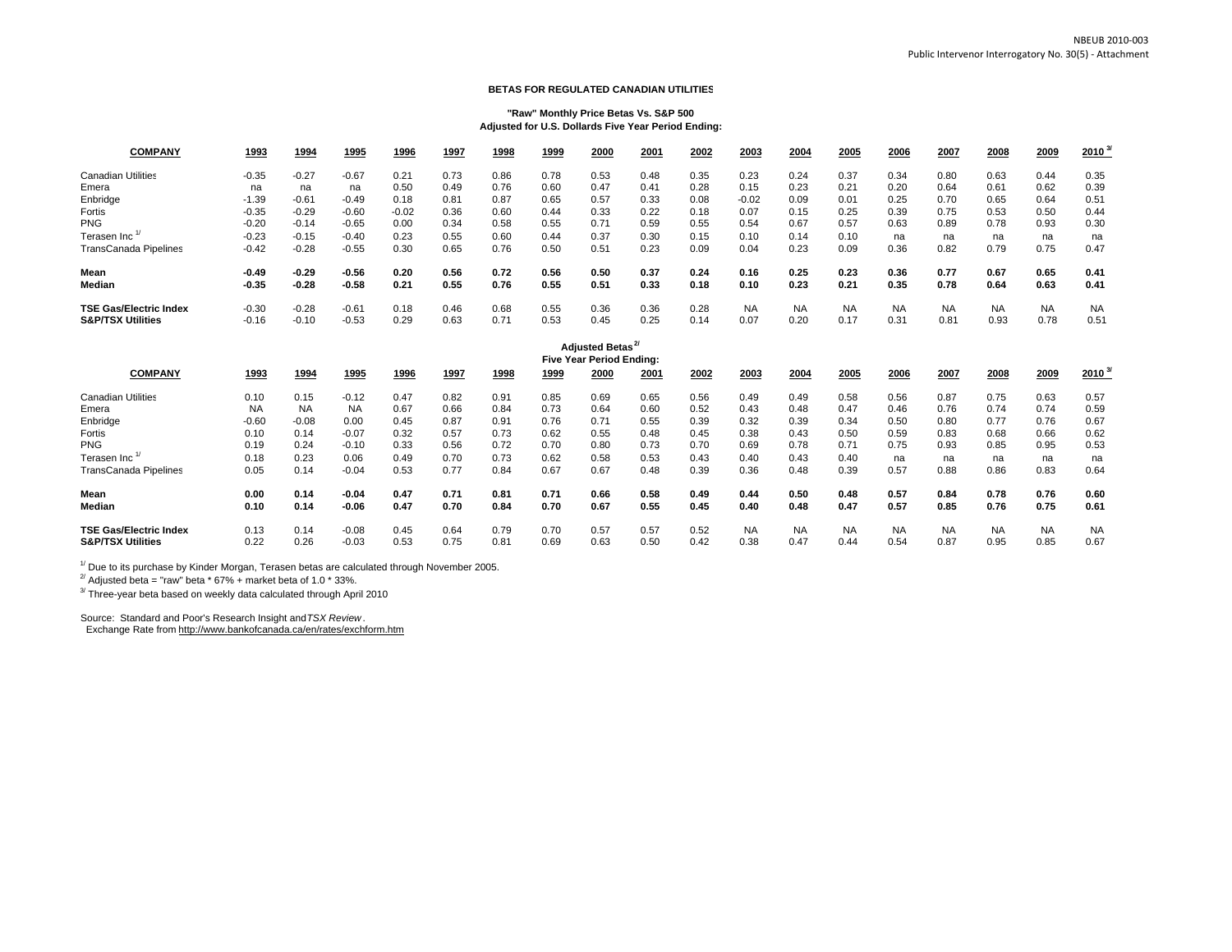NBEUB 2010-003
Public Intervenor Interrogatory No. 30(5) - Attachment

# BETAS FOR REGULATED CANADIAN UTILITIES

**"Raw" Monthly Price Betas Vs. S&P 500**
**Adjusted for U.S. Dollards Five Year Period Ending:**

| COMPANY | 1993 | 1994 | 1995 | 1996 | 1997 | 1998 | 1999 | 2000 | 2001 | 2002 | 2003 | 2004 | 2005 | 2006 | 2007 | 2008 | 2009 | 2010 [3/] |
|---|---|---|---|---|---|---|---|---|---|---|---|---|---|---|---|---|---|---|
| Canadian Utilities | -0.35 | -0.27 | -0.67 | 0.21 | 0.73 | 0.86 | 0.78 | 0.53 | 0.48 | 0.35 | 0.23 | 0.24 | 0.37 | 0.34 | 0.80 | 0.63 | 0.44 | 0.35 |
| Emera | na | na | na | 0.50 | 0.49 | 0.76 | 0.60 | 0.47 | 0.41 | 0.28 | 0.15 | 0.23 | 0.21 | 0.20 | 0.64 | 0.61 | 0.62 | 0.39 |
| Enbridge | -1.39 | -0.61 | -0.49 | 0.18 | 0.81 | 0.87 | 0.65 | 0.57 | 0.33 | 0.08 | -0.02 | 0.09 | 0.01 | 0.25 | 0.70 | 0.65 | 0.64 | 0.51 |
| Fortis | -0.35 | -0.29 | -0.60 | -0.02 | 0.36 | 0.60 | 0.44 | 0.33 | 0.22 | 0.18 | 0.07 | 0.15 | 0.25 | 0.39 | 0.75 | 0.53 | 0.50 | 0.44 |
| PNG | -0.20 | -0.14 | -0.65 | 0.00 | 0.34 | 0.58 | 0.55 | 0.71 | 0.59 | 0.55 | 0.54 | 0.67 | 0.57 | 0.63 | 0.89 | 0.78 | 0.93 | 0.30 |
| Terasen Inc [1/] | -0.23 | -0.15 | -0.40 | 0.23 | 0.55 | 0.60 | 0.44 | 0.37 | 0.30 | 0.15 | 0.10 | 0.14 | 0.10 | na | na | na | na | na |
| TransCanada Pipelines | -0.42 | -0.28 | -0.55 | 0.30 | 0.65 | 0.76 | 0.50 | 0.51 | 0.23 | 0.09 | 0.04 | 0.23 | 0.09 | 0.36 | 0.82 | 0.79 | 0.75 | 0.47 |
| **Mean** | **-0.49** | **-0.29** | **-0.56** | **0.20** | **0.56** | **0.72** | **0.56** | **0.50** | **0.37** | **0.24** | **0.16** | **0.25** | **0.23** | **0.36** | **0.77** | **0.67** | **0.65** | **0.41** |
| **Median** | **-0.35** | **-0.28** | **-0.58** | **0.21** | **0.55** | **0.76** | **0.55** | **0.51** | **0.33** | **0.18** | **0.10** | **0.23** | **0.21** | **0.35** | **0.78** | **0.64** | **0.63** | **0.41** |
| **TSE Gas/Electric Index** | -0.30 | -0.28 | -0.61 | 0.18 | 0.46 | 0.68 | 0.55 | 0.36 | 0.36 | 0.28 | NA | NA | NA | NA | NA | NA | NA | NA |
| **S&P/TSX Utilities** | -0.16 | -0.10 | -0.53 | 0.29 | 0.63 | 0.71 | 0.53 | 0.45 | 0.25 | 0.14 | 0.07 | 0.20 | 0.17 | 0.31 | 0.81 | 0.93 | 0.78 | 0.51 |

**Adjusted Betas [2/]**
**Five Year Period Ending:**

| COMPANY | 1993 | 1994 | 1995 | 1996 | 1997 | 1998 | 1999 | 2000 | 2001 | 2002 | 2003 | 2004 | 2005 | 2006 | 2007 | 2008 | 2009 | 2010 [3/] |
|---|---|---|---|---|---|---|---|---|---|---|---|---|---|---|---|---|---|---|
| Canadian Utilities | 0.10 | 0.15 | -0.12 | 0.47 | 0.82 | 0.91 | 0.85 | 0.69 | 0.65 | 0.56 | 0.49 | 0.49 | 0.58 | 0.56 | 0.87 | 0.75 | 0.63 | 0.57 |
| Emera | NA | NA | NA | 0.67 | 0.66 | 0.84 | 0.73 | 0.64 | 0.60 | 0.52 | 0.43 | 0.48 | 0.47 | 0.46 | 0.76 | 0.74 | 0.74 | 0.59 |
| Enbridge | -0.60 | -0.08 | 0.00 | 0.45 | 0.87 | 0.91 | 0.76 | 0.71 | 0.55 | 0.39 | 0.32 | 0.39 | 0.34 | 0.50 | 0.80 | 0.77 | 0.76 | 0.67 |
| Fortis | 0.10 | 0.14 | -0.07 | 0.32 | 0.57 | 0.73 | 0.62 | 0.55 | 0.48 | 0.45 | 0.38 | 0.43 | 0.50 | 0.59 | 0.83 | 0.68 | 0.66 | 0.62 |
| PNG | 0.19 | 0.24 | -0.10 | 0.33 | 0.56 | 0.72 | 0.70 | 0.80 | 0.73 | 0.70 | 0.69 | 0.78 | 0.71 | 0.75 | 0.93 | 0.85 | 0.95 | 0.53 |
| Terasen Inc [1/] | 0.18 | 0.23 | 0.06 | 0.49 | 0.70 | 0.73 | 0.62 | 0.58 | 0.53 | 0.43 | 0.40 | 0.43 | 0.40 | na | na | na | na | na |
| TransCanada Pipelines | 0.05 | 0.14 | -0.04 | 0.53 | 0.77 | 0.84 | 0.67 | 0.67 | 0.48 | 0.39 | 0.36 | 0.48 | 0.39 | 0.57 | 0.88 | 0.86 | 0.83 | 0.64 |
| **Mean** | **0.00** | **0.14** | **-0.04** | **0.47** | **0.71** | **0.81** | **0.71** | **0.66** | **0.58** | **0.49** | **0.44** | **0.50** | **0.48** | **0.57** | **0.84** | **0.78** | **0.76** | **0.60** |
| **Median** | **0.10** | **0.14** | **-0.06** | **0.47** | **0.70** | **0.84** | **0.70** | **0.67** | **0.55** | **0.45** | **0.40** | **0.48** | **0.47** | **0.57** | **0.85** | **0.76** | **0.75** | **0.61** |
| **TSE Gas/Electric Index** | 0.13 | 0.14 | -0.08 | 0.45 | 0.64 | 0.79 | 0.70 | 0.57 | 0.57 | 0.52 | NA | NA | NA | NA | NA | NA | NA | NA |
| **S&P/TSX Utilities** | 0.22 | 0.26 | -0.03 | 0.53 | 0.75 | 0.81 | 0.69 | 0.63 | 0.50 | 0.42 | 0.38 | 0.47 | 0.44 | 0.54 | 0.87 | 0.95 | 0.85 | 0.67 |

[1/] Due to its purchase by Kinder Morgan, Terasen betas are calculated through November 2005.

[2/] Adjusted beta = "raw" beta * 67% + market beta of 1.0 * 33%.

[3/] Three-year beta based on weekly data calculated through April 2010

Source: Standard and Poor's Research Insight and *TSX Review*.
Exchange Rate from http://www.bankofcanada.ca/en/rates/exchform.htm